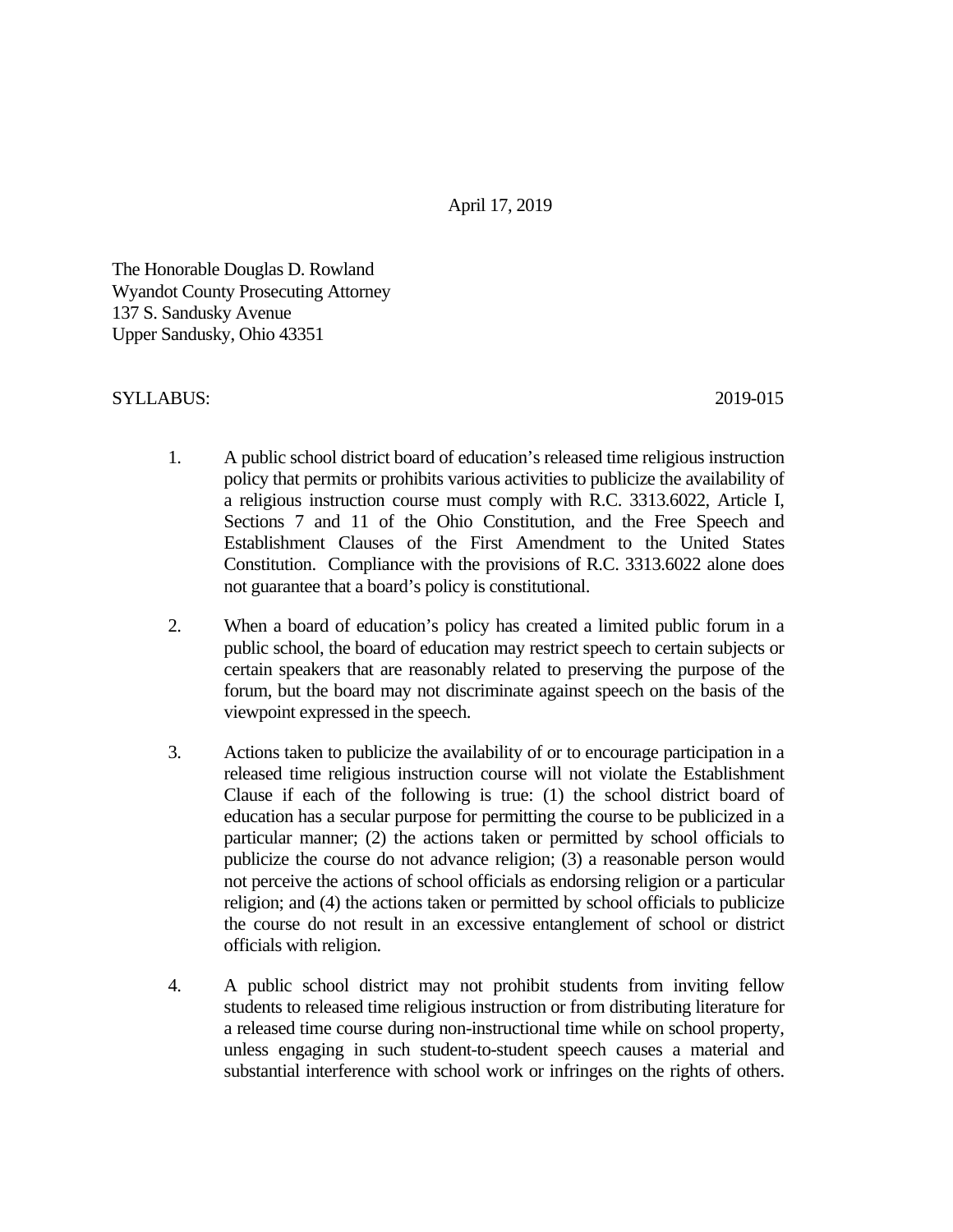April 17, 2019

The Honorable Douglas D. Rowland
Wyandot County Prosecuting Attorney
137 S. Sandusky Avenue
Upper Sandusky, Ohio 43351

SYLLABUS: 2019-015

1. A public school district board of education's released time religious instruction policy that permits or prohibits various activities to publicize the availability of a religious instruction course must comply with R.C. 3313.6022, Article I, Sections 7 and 11 of the Ohio Constitution, and the Free Speech and Establishment Clauses of the First Amendment to the United States Constitution. Compliance with the provisions of R.C. 3313.6022 alone does not guarantee that a board's policy is constitutional.

2. When a board of education's policy has created a limited public forum in a public school, the board of education may restrict speech to certain subjects or certain speakers that are reasonably related to preserving the purpose of the forum, but the board may not discriminate against speech on the basis of the viewpoint expressed in the speech.

3. Actions taken to publicize the availability of or to encourage participation in a released time religious instruction course will not violate the Establishment Clause if each of the following is true: (1) the school district board of education has a secular purpose for permitting the course to be publicized in a particular manner; (2) the actions taken or permitted by school officials to publicize the course do not advance religion; (3) a reasonable person would not perceive the actions of school officials as endorsing religion or a particular religion; and (4) the actions taken or permitted by school officials to publicize the course do not result in an excessive entanglement of school or district officials with religion.

4. A public school district may not prohibit students from inviting fellow students to released time religious instruction or from distributing literature for a released time course during non-instructional time while on school property, unless engaging in such student-to-student speech causes a material and substantial interference with school work or infringes on the rights of others.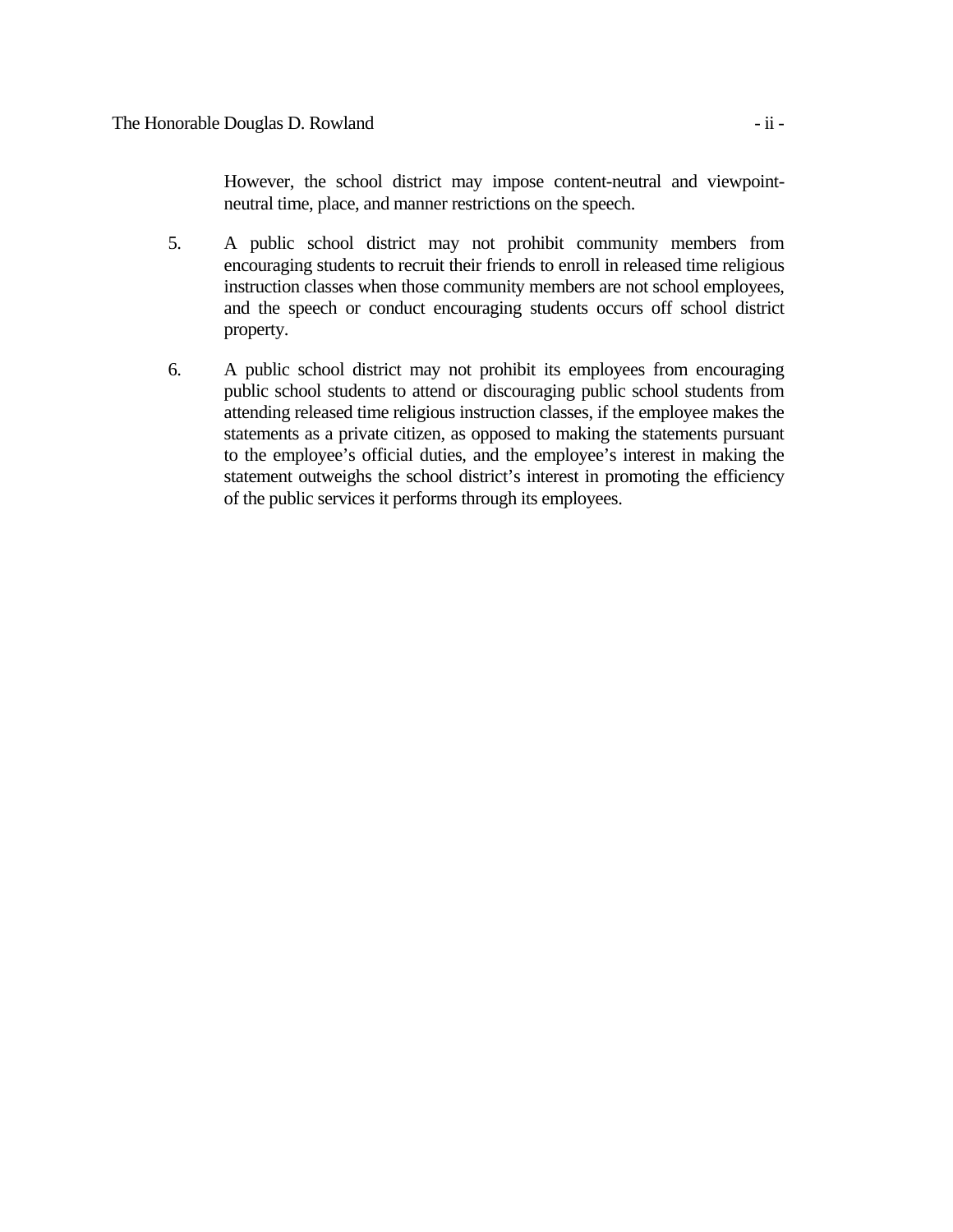However, the school district may impose content-neutral and viewpoint-neutral time, place, and manner restrictions on the speech.

5. A public school district may not prohibit community members from encouraging students to recruit their friends to enroll in released time religious instruction classes when those community members are not school employees, and the speech or conduct encouraging students occurs off school district property.

6. A public school district may not prohibit its employees from encouraging public school students to attend or discouraging public school students from attending released time religious instruction classes, if the employee makes the statements as a private citizen, as opposed to making the statements pursuant to the employee's official duties, and the employee's interest in making the statement outweighs the school district's interest in promoting the efficiency of the public services it performs through its employees.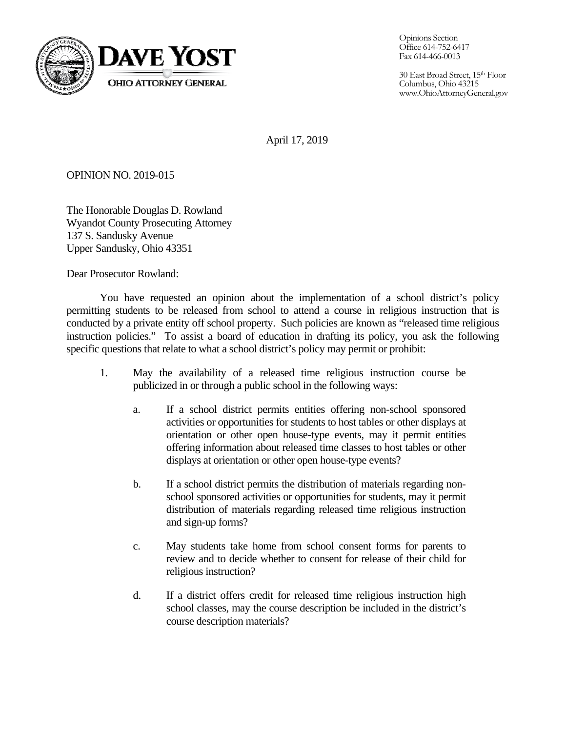Opinions Section
Office 614-752-6417
Fax 614-466-0013

30 East Broad Street, 15th Floor
Columbus, Ohio 43215
www.OhioAttorneyGeneral.gov

**DAVE YOST**
**OHIO ATTORNEY GENERAL**

April 17, 2019

OPINION NO. 2019-015

The Honorable Douglas D. Rowland
Wyandot County Prosecuting Attorney
137 S. Sandusky Avenue
Upper Sandusky, Ohio 43351

Dear Prosecutor Rowland:

You have requested an opinion about the implementation of a school district's policy permitting students to be released from school to attend a course in religious instruction that is conducted by a private entity off school property. Such policies are known as "released time religious instruction policies." To assist a board of education in drafting its policy, you ask the following specific questions that relate to what a school district's policy may permit or prohibit:

1. May the availability of a released time religious instruction course be publicized in or through a public school in the following ways:

   a. If a school district permits entities offering non-school sponsored activities or opportunities for students to host tables or other displays at orientation or other open house-type events, may it permit entities offering information about released time classes to host tables or other displays at orientation or other open house-type events?

   b. If a school district permits the distribution of materials regarding non-school sponsored activities or opportunities for students, may it permit distribution of materials regarding released time religious instruction and sign-up forms?

   c. May students take home from school consent forms for parents to review and to decide whether to consent for release of their child for religious instruction?

   d. If a district offers credit for released time religious instruction high school classes, may the course description be included in the district's course description materials?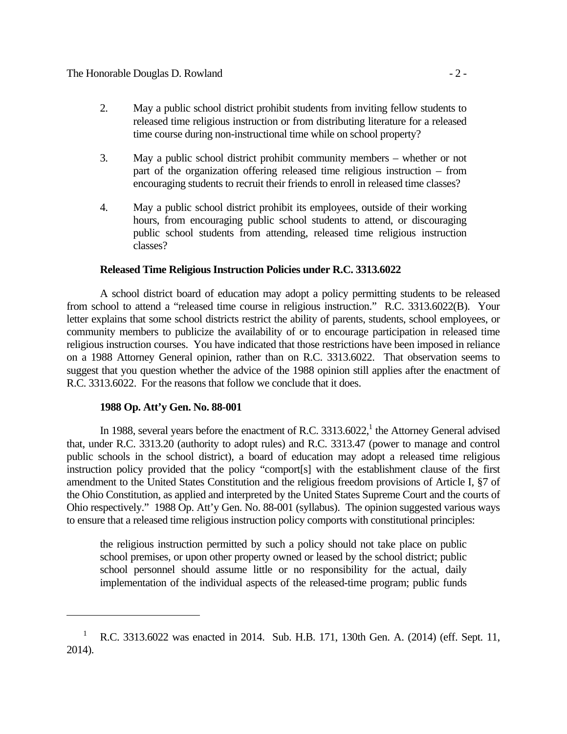2. May a public school district prohibit students from inviting fellow students to released time religious instruction or from distributing literature for a released time course during non-instructional time while on school property?

3. May a public school district prohibit community members – whether or not part of the organization offering released time religious instruction – from encouraging students to recruit their friends to enroll in released time classes?

4. May a public school district prohibit its employees, outside of their working hours, from encouraging public school students to attend, or discouraging public school students from attending, released time religious instruction classes?

**Released Time Religious Instruction Policies under R.C. 3313.6022**

A school district board of education may adopt a policy permitting students to be released from school to attend a "released time course in religious instruction." R.C. 3313.6022(B). Your letter explains that some school districts restrict the ability of parents, students, school employees, or community members to publicize the availability of or to encourage participation in released time religious instruction courses. You have indicated that those restrictions have been imposed in reliance on a 1988 Attorney General opinion, rather than on R.C. 3313.6022. That observation seems to suggest that you question whether the advice of the 1988 opinion still applies after the enactment of R.C. 3313.6022. For the reasons that follow we conclude that it does.

**1988 Op. Att'y Gen. No. 88-001**

In 1988, several years before the enactment of R.C. 3313.6022,[1] the Attorney General advised that, under R.C. 3313.20 (authority to adopt rules) and R.C. 3313.47 (power to manage and control public schools in the school district), a board of education may adopt a released time religious instruction policy provided that the policy "comport[s] with the establishment clause of the first amendment to the United States Constitution and the religious freedom provisions of Article I, §7 of the Ohio Constitution, as applied and interpreted by the United States Supreme Court and the courts of Ohio respectively." 1988 Op. Att'y Gen. No. 88-001 (syllabus). The opinion suggested various ways to ensure that a released time religious instruction policy comports with constitutional principles:

> the religious instruction permitted by such a policy should not take place on public school premises, or upon other property owned or leased by the school district; public school personnel should assume little or no responsibility for the actual, daily implementation of the individual aspects of the released-time program; public funds

[1] R.C. 3313.6022 was enacted in 2014. Sub. H.B. 171, 130th Gen. A. (2014) (eff. Sept. 11, 2014).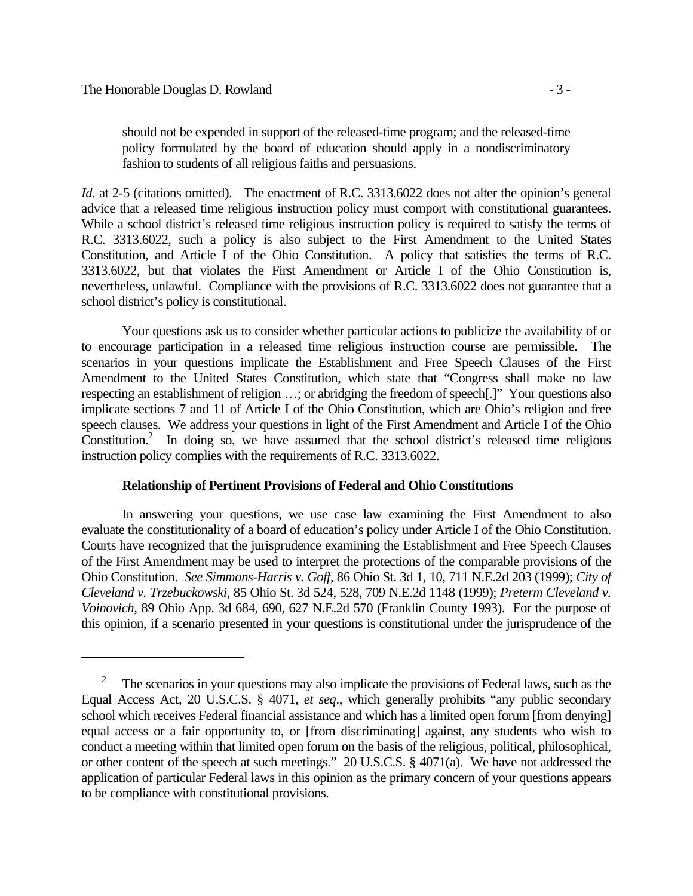should not be expended in support of the released-time program; and the released-time policy formulated by the board of education should apply in a nondiscriminatory fashion to students of all religious faiths and persuasions.

*Id.* at 2-5 (citations omitted). The enactment of R.C. 3313.6022 does not alter the opinion's general advice that a released time religious instruction policy must comport with constitutional guarantees. While a school district's released time religious instruction policy is required to satisfy the terms of R.C. 3313.6022, such a policy is also subject to the First Amendment to the United States Constitution, and Article I of the Ohio Constitution. A policy that satisfies the terms of R.C. 3313.6022, but that violates the First Amendment or Article I of the Ohio Constitution is, nevertheless, unlawful. Compliance with the provisions of R.C. 3313.6022 does not guarantee that a school district's policy is constitutional.

Your questions ask us to consider whether particular actions to publicize the availability of or to encourage participation in a released time religious instruction course are permissible. The scenarios in your questions implicate the Establishment and Free Speech Clauses of the First Amendment to the United States Constitution, which state that "Congress shall make no law respecting an establishment of religion …; or abridging the freedom of speech[.]" Your questions also implicate sections 7 and 11 of Article I of the Ohio Constitution, which are Ohio's religion and free speech clauses. We address your questions in light of the First Amendment and Article I of the Ohio Constitution.[2] In doing so, we have assumed that the school district's released time religious instruction policy complies with the requirements of R.C. 3313.6022.

**Relationship of Pertinent Provisions of Federal and Ohio Constitutions**

In answering your questions, we use case law examining the First Amendment to also evaluate the constitutionality of a board of education's policy under Article I of the Ohio Constitution. Courts have recognized that the jurisprudence examining the Establishment and Free Speech Clauses of the First Amendment may be used to interpret the protections of the comparable provisions of the Ohio Constitution. *See Simmons-Harris v. Goff*, 86 Ohio St. 3d 1, 10, 711 N.E.2d 203 (1999); *City of Cleveland v. Trzebuckowski*, 85 Ohio St. 3d 524, 528, 709 N.E.2d 1148 (1999); *Preterm Cleveland v. Voinovich*, 89 Ohio App. 3d 684, 690, 627 N.E.2d 570 (Franklin County 1993). For the purpose of this opinion, if a scenario presented in your questions is constitutional under the jurisprudence of the

---

[2] The scenarios in your questions may also implicate the provisions of Federal laws, such as the Equal Access Act, 20 U.S.C.S. § 4071, *et seq*., which generally prohibits "any public secondary school which receives Federal financial assistance and which has a limited open forum [from denying] equal access or a fair opportunity to, or [from discriminating] against, any students who wish to conduct a meeting within that limited open forum on the basis of the religious, political, philosophical, or other content of the speech at such meetings." 20 U.S.C.S. § 4071(a). We have not addressed the application of particular Federal laws in this opinion as the primary concern of your questions appears to be compliance with constitutional provisions.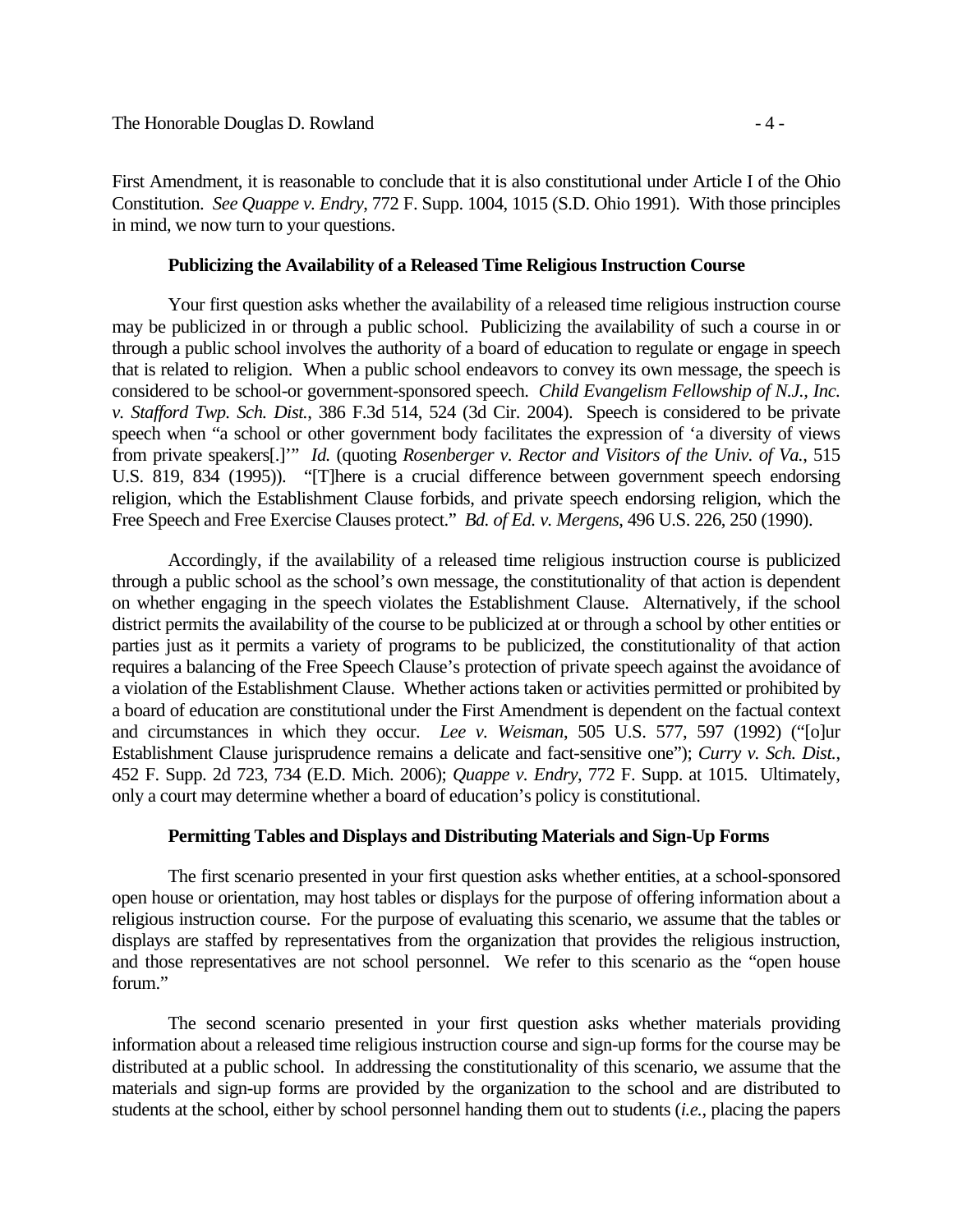First Amendment, it is reasonable to conclude that it is also constitutional under Article I of the Ohio Constitution. *See Quappe v. Endry*, 772 F. Supp. 1004, 1015 (S.D. Ohio 1991). With those principles in mind, we now turn to your questions.

### Publicizing the Availability of a Released Time Religious Instruction Course

Your first question asks whether the availability of a released time religious instruction course may be publicized in or through a public school. Publicizing the availability of such a course in or through a public school involves the authority of a board of education to regulate or engage in speech that is related to religion. When a public school endeavors to convey its own message, the speech is considered to be school-or government-sponsored speech. *Child Evangelism Fellowship of N.J., Inc. v. Stafford Twp. Sch. Dist.*, 386 F.3d 514, 524 (3d Cir. 2004). Speech is considered to be private speech when "a school or other government body facilitates the expression of 'a diversity of views from private speakers[.]'" *Id.* (quoting *Rosenberger v. Rector and Visitors of the Univ. of Va.*, 515 U.S. 819, 834 (1995)). "[T]here is a crucial difference between government speech endorsing religion, which the Establishment Clause forbids, and private speech endorsing religion, which the Free Speech and Free Exercise Clauses protect." *Bd. of Ed. v. Mergens*, 496 U.S. 226, 250 (1990).

Accordingly, if the availability of a released time religious instruction course is publicized through a public school as the school's own message, the constitutionality of that action is dependent on whether engaging in the speech violates the Establishment Clause. Alternatively, if the school district permits the availability of the course to be publicized at or through a school by other entities or parties just as it permits a variety of programs to be publicized, the constitutionality of that action requires a balancing of the Free Speech Clause's protection of private speech against the avoidance of a violation of the Establishment Clause. Whether actions taken or activities permitted or prohibited by a board of education are constitutional under the First Amendment is dependent on the factual context and circumstances in which they occur. *Lee v. Weisman*, 505 U.S. 577, 597 (1992) ("[o]ur Establishment Clause jurisprudence remains a delicate and fact-sensitive one"); *Curry v. Sch. Dist.*, 452 F. Supp. 2d 723, 734 (E.D. Mich. 2006); *Quappe v. Endry*, 772 F. Supp. at 1015. Ultimately, only a court may determine whether a board of education's policy is constitutional.

### Permitting Tables and Displays and Distributing Materials and Sign-Up Forms

The first scenario presented in your first question asks whether entities, at a school-sponsored open house or orientation, may host tables or displays for the purpose of offering information about a religious instruction course. For the purpose of evaluating this scenario, we assume that the tables or displays are staffed by representatives from the organization that provides the religious instruction, and those representatives are not school personnel. We refer to this scenario as the "open house forum."

The second scenario presented in your first question asks whether materials providing information about a released time religious instruction course and sign-up forms for the course may be distributed at a public school. In addressing the constitutionality of this scenario, we assume that the materials and sign-up forms are provided by the organization to the school and are distributed to students at the school, either by school personnel handing them out to students (*i.e.*, placing the papers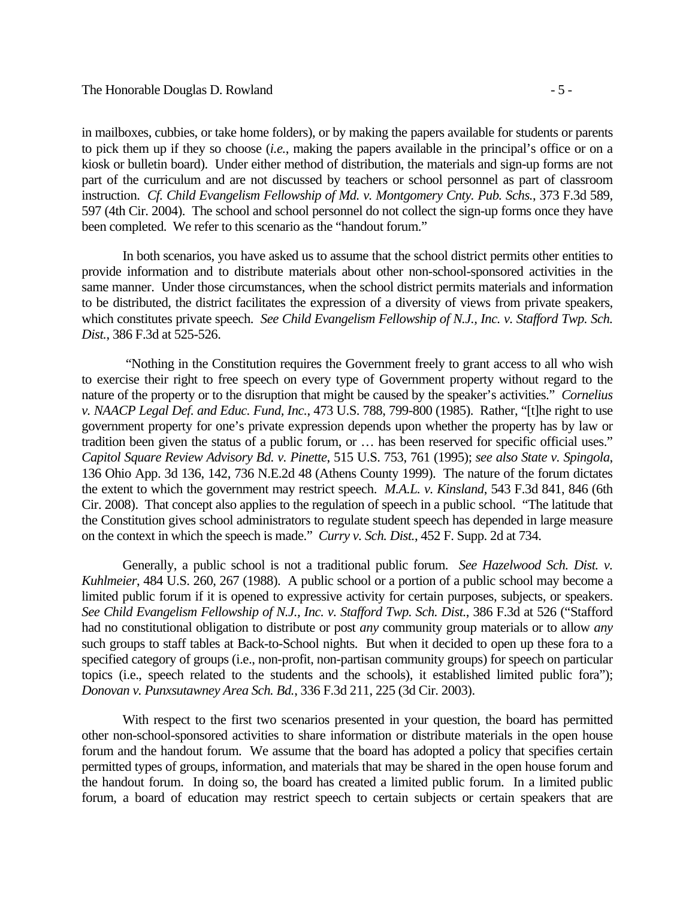in mailboxes, cubbies, or take home folders), or by making the papers available for students or parents to pick them up if they so choose (*i.e.*, making the papers available in the principal's office or on a kiosk or bulletin board). Under either method of distribution, the materials and sign-up forms are not part of the curriculum and are not discussed by teachers or school personnel as part of classroom instruction. *Cf. Child Evangelism Fellowship of Md. v. Montgomery Cnty. Pub. Schs.*, 373 F.3d 589, 597 (4th Cir. 2004). The school and school personnel do not collect the sign-up forms once they have been completed. We refer to this scenario as the "handout forum."

In both scenarios, you have asked us to assume that the school district permits other entities to provide information and to distribute materials about other non-school-sponsored activities in the same manner. Under those circumstances, when the school district permits materials and information to be distributed, the district facilitates the expression of a diversity of views from private speakers, which constitutes private speech. *See Child Evangelism Fellowship of N.J., Inc. v. Stafford Twp. Sch. Dist.*, 386 F.3d at 525-526.

"Nothing in the Constitution requires the Government freely to grant access to all who wish to exercise their right to free speech on every type of Government property without regard to the nature of the property or to the disruption that might be caused by the speaker's activities." *Cornelius v. NAACP Legal Def. and Educ. Fund, Inc.*, 473 U.S. 788, 799-800 (1985). Rather, "[t]he right to use government property for one's private expression depends upon whether the property has by law or tradition been given the status of a public forum, or … has been reserved for specific official uses." *Capitol Square Review Advisory Bd. v. Pinette*, 515 U.S. 753, 761 (1995); *see also State v. Spingola*, 136 Ohio App. 3d 136, 142, 736 N.E.2d 48 (Athens County 1999). The nature of the forum dictates the extent to which the government may restrict speech. *M.A.L. v. Kinsland*, 543 F.3d 841, 846 (6th Cir. 2008). That concept also applies to the regulation of speech in a public school. "The latitude that the Constitution gives school administrators to regulate student speech has depended in large measure on the context in which the speech is made." *Curry v. Sch. Dist.*, 452 F. Supp. 2d at 734.

Generally, a public school is not a traditional public forum. *See Hazelwood Sch. Dist. v. Kuhlmeier*, 484 U.S. 260, 267 (1988). A public school or a portion of a public school may become a limited public forum if it is opened to expressive activity for certain purposes, subjects, or speakers. *See Child Evangelism Fellowship of N.J., Inc. v. Stafford Twp. Sch. Dist.*, 386 F.3d at 526 ("Stafford had no constitutional obligation to distribute or post *any* community group materials or to allow *any* such groups to staff tables at Back-to-School nights. But when it decided to open up these fora to a specified category of groups (i.e., non-profit, non-partisan community groups) for speech on particular topics (i.e., speech related to the students and the schools), it established limited public fora"); *Donovan v. Punxsutawney Area Sch. Bd.*, 336 F.3d 211, 225 (3d Cir. 2003).

With respect to the first two scenarios presented in your question, the board has permitted other non-school-sponsored activities to share information or distribute materials in the open house forum and the handout forum. We assume that the board has adopted a policy that specifies certain permitted types of groups, information, and materials that may be shared in the open house forum and the handout forum. In doing so, the board has created a limited public forum. In a limited public forum, a board of education may restrict speech to certain subjects or certain speakers that are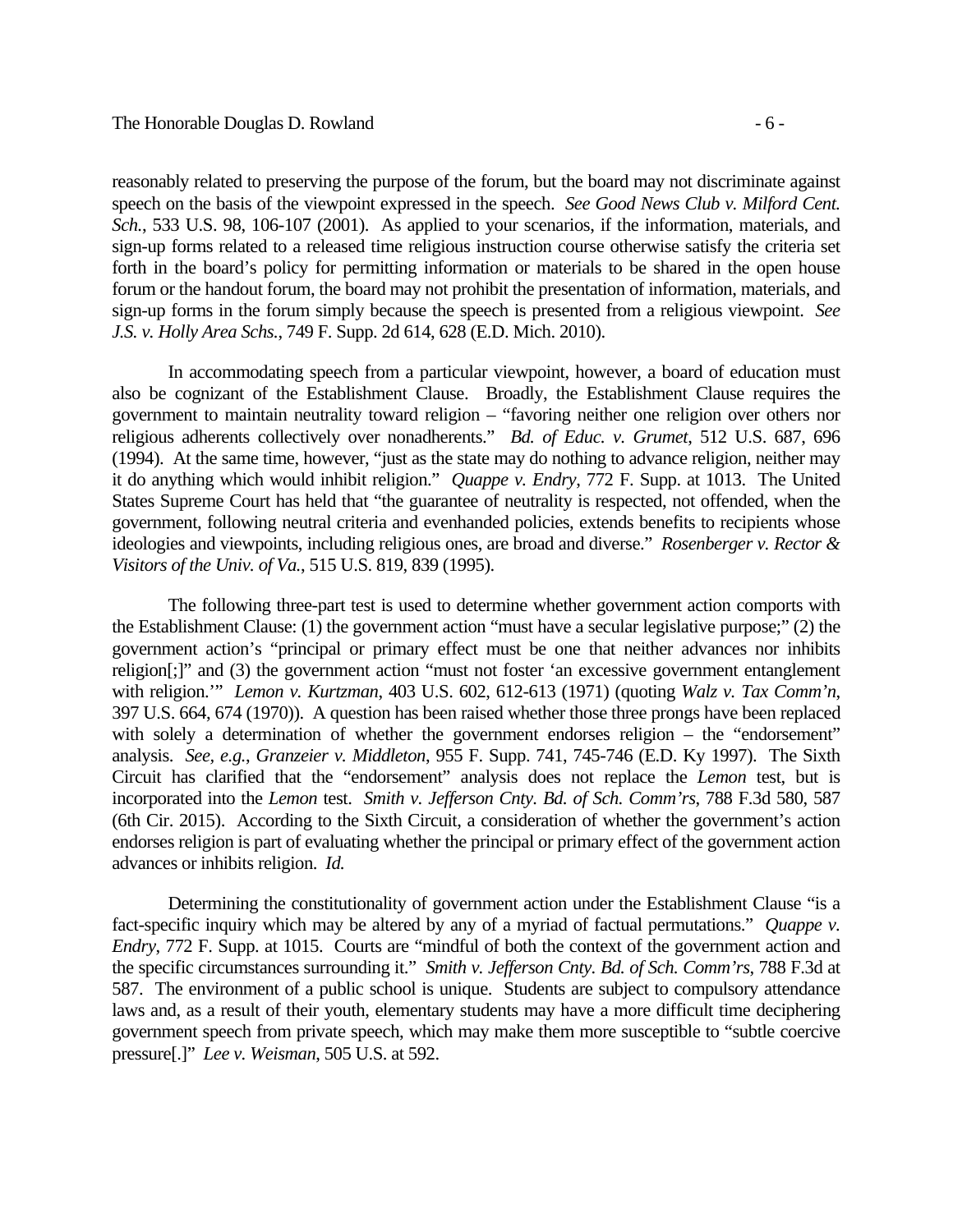reasonably related to preserving the purpose of the forum, but the board may not discriminate against speech on the basis of the viewpoint expressed in the speech. *See Good News Club v. Milford Cent. Sch.*, 533 U.S. 98, 106-107 (2001). As applied to your scenarios, if the information, materials, and sign-up forms related to a released time religious instruction course otherwise satisfy the criteria set forth in the board's policy for permitting information or materials to be shared in the open house forum or the handout forum, the board may not prohibit the presentation of information, materials, and sign-up forms in the forum simply because the speech is presented from a religious viewpoint. *See J.S. v. Holly Area Schs.*, 749 F. Supp. 2d 614, 628 (E.D. Mich. 2010).

In accommodating speech from a particular viewpoint, however, a board of education must also be cognizant of the Establishment Clause. Broadly, the Establishment Clause requires the government to maintain neutrality toward religion – "favoring neither one religion over others nor religious adherents collectively over nonadherents." *Bd. of Educ. v. Grumet*, 512 U.S. 687, 696 (1994). At the same time, however, "just as the state may do nothing to advance religion, neither may it do anything which would inhibit religion." *Quappe v. Endry*, 772 F. Supp. at 1013. The United States Supreme Court has held that "the guarantee of neutrality is respected, not offended, when the government, following neutral criteria and evenhanded policies, extends benefits to recipients whose ideologies and viewpoints, including religious ones, are broad and diverse." *Rosenberger v. Rector & Visitors of the Univ. of Va.*, 515 U.S. 819, 839 (1995).

The following three-part test is used to determine whether government action comports with the Establishment Clause: (1) the government action "must have a secular legislative purpose;" (2) the government action's "principal or primary effect must be one that neither advances nor inhibits religion[;]" and (3) the government action "must not foster 'an excessive government entanglement with religion.'" *Lemon v. Kurtzman*, 403 U.S. 602, 612-613 (1971) (quoting *Walz v. Tax Comm'n*, 397 U.S. 664, 674 (1970)). A question has been raised whether those three prongs have been replaced with solely a determination of whether the government endorses religion – the "endorsement" analysis. *See, e.g.*, *Granzeier v. Middleton*, 955 F. Supp. 741, 745-746 (E.D. Ky 1997). The Sixth Circuit has clarified that the "endorsement" analysis does not replace the *Lemon* test, but is incorporated into the *Lemon* test. *Smith v. Jefferson Cnty. Bd. of Sch. Comm'rs*, 788 F.3d 580, 587 (6th Cir. 2015). According to the Sixth Circuit, a consideration of whether the government's action endorses religion is part of evaluating whether the principal or primary effect of the government action advances or inhibits religion. *Id.*

Determining the constitutionality of government action under the Establishment Clause "is a fact-specific inquiry which may be altered by any of a myriad of factual permutations." *Quappe v. Endry*, 772 F. Supp. at 1015. Courts are "mindful of both the context of the government action and the specific circumstances surrounding it." *Smith v. Jefferson Cnty. Bd. of Sch. Comm'rs*, 788 F.3d at 587. The environment of a public school is unique. Students are subject to compulsory attendance laws and, as a result of their youth, elementary students may have a more difficult time deciphering government speech from private speech, which may make them more susceptible to "subtle coercive pressure[.]" *Lee v. Weisman*, 505 U.S. at 592.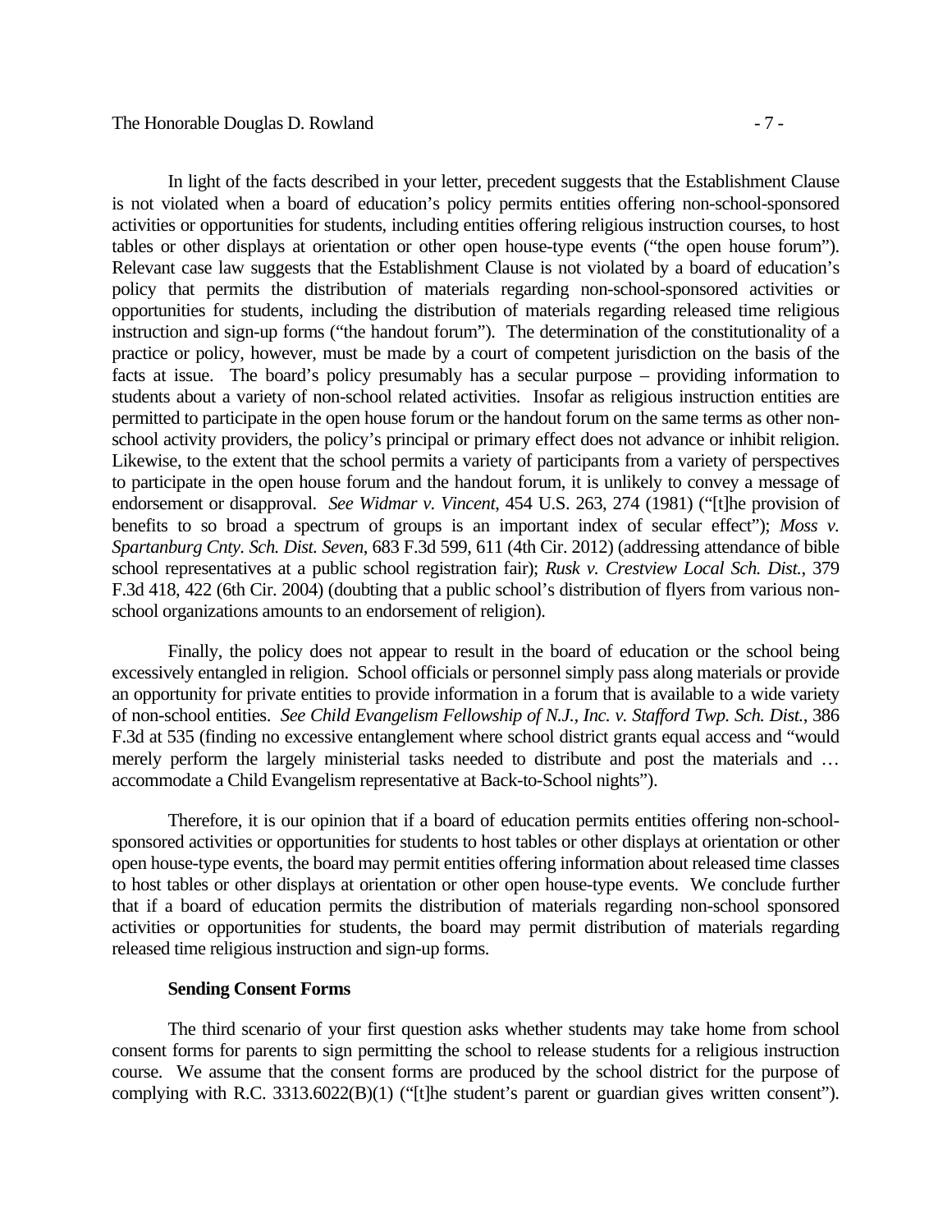In light of the facts described in your letter, precedent suggests that the Establishment Clause is not violated when a board of education's policy permits entities offering non-school-sponsored activities or opportunities for students, including entities offering religious instruction courses, to host tables or other displays at orientation or other open house-type events ("the open house forum"). Relevant case law suggests that the Establishment Clause is not violated by a board of education's policy that permits the distribution of materials regarding non-school-sponsored activities or opportunities for students, including the distribution of materials regarding released time religious instruction and sign-up forms ("the handout forum"). The determination of the constitutionality of a practice or policy, however, must be made by a court of competent jurisdiction on the basis of the facts at issue. The board's policy presumably has a secular purpose – providing information to students about a variety of non-school related activities. Insofar as religious instruction entities are permitted to participate in the open house forum or the handout forum on the same terms as other non-school activity providers, the policy's principal or primary effect does not advance or inhibit religion. Likewise, to the extent that the school permits a variety of participants from a variety of perspectives to participate in the open house forum and the handout forum, it is unlikely to convey a message of endorsement or disapproval. *See Widmar v. Vincent*, 454 U.S. 263, 274 (1981) ("[t]he provision of benefits to so broad a spectrum of groups is an important index of secular effect"); *Moss v. Spartanburg Cnty. Sch. Dist. Seven*, 683 F.3d 599, 611 (4th Cir. 2012) (addressing attendance of bible school representatives at a public school registration fair); *Rusk v. Crestview Local Sch. Dist.*, 379 F.3d 418, 422 (6th Cir. 2004) (doubting that a public school's distribution of flyers from various non-school organizations amounts to an endorsement of religion).

Finally, the policy does not appear to result in the board of education or the school being excessively entangled in religion. School officials or personnel simply pass along materials or provide an opportunity for private entities to provide information in a forum that is available to a wide variety of non-school entities. *See Child Evangelism Fellowship of N.J., Inc. v. Stafford Twp. Sch. Dist.*, 386 F.3d at 535 (finding no excessive entanglement where school district grants equal access and "would merely perform the largely ministerial tasks needed to distribute and post the materials and … accommodate a Child Evangelism representative at Back-to-School nights").

Therefore, it is our opinion that if a board of education permits entities offering non-school-sponsored activities or opportunities for students to host tables or other displays at orientation or other open house-type events, the board may permit entities offering information about released time classes to host tables or other displays at orientation or other open house-type events. We conclude further that if a board of education permits the distribution of materials regarding non-school sponsored activities or opportunities for students, the board may permit distribution of materials regarding released time religious instruction and sign-up forms.

**Sending Consent Forms**

The third scenario of your first question asks whether students may take home from school consent forms for parents to sign permitting the school to release students for a religious instruction course. We assume that the consent forms are produced by the school district for the purpose of complying with R.C. 3313.6022(B)(1) ("[t]he student's parent or guardian gives written consent").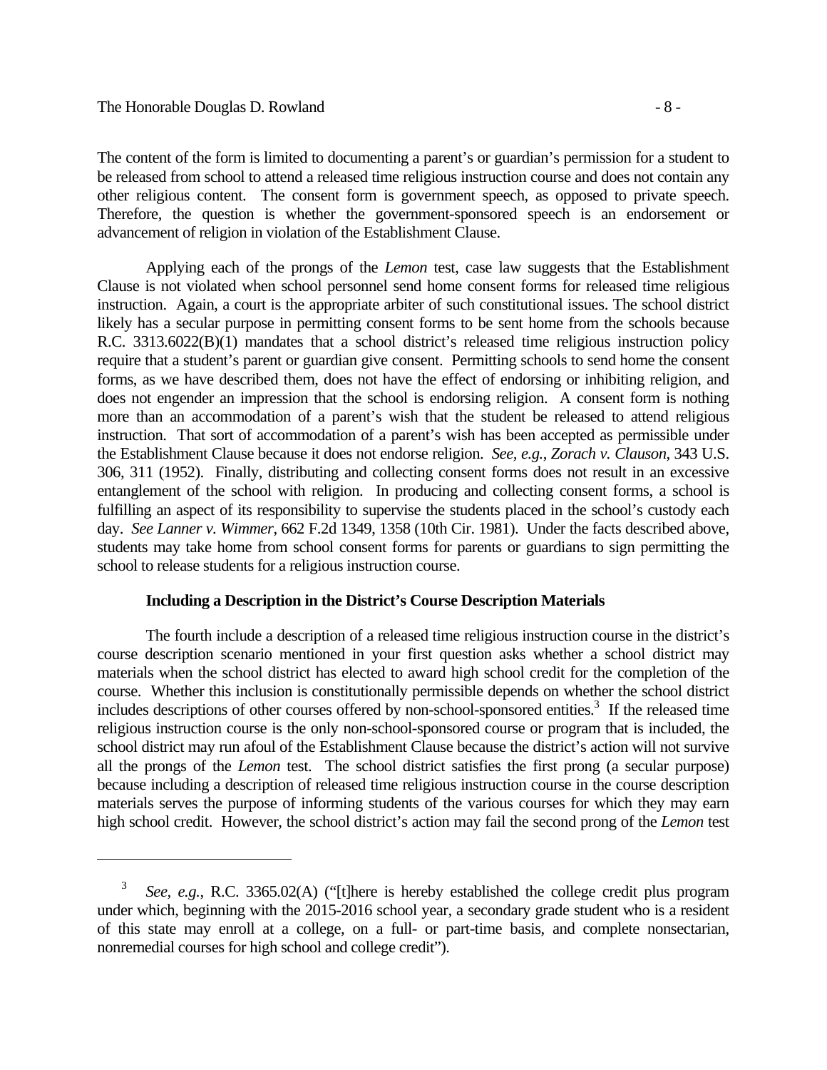The content of the form is limited to documenting a parent's or guardian's permission for a student to be released from school to attend a released time religious instruction course and does not contain any other religious content. The consent form is government speech, as opposed to private speech. Therefore, the question is whether the government-sponsored speech is an endorsement or advancement of religion in violation of the Establishment Clause.

Applying each of the prongs of the *Lemon* test, case law suggests that the Establishment Clause is not violated when school personnel send home consent forms for released time religious instruction. Again, a court is the appropriate arbiter of such constitutional issues. The school district likely has a secular purpose in permitting consent forms to be sent home from the schools because R.C. 3313.6022(B)(1) mandates that a school district's released time religious instruction policy require that a student's parent or guardian give consent. Permitting schools to send home the consent forms, as we have described them, does not have the effect of endorsing or inhibiting religion, and does not engender an impression that the school is endorsing religion. A consent form is nothing more than an accommodation of a parent's wish that the student be released to attend religious instruction. That sort of accommodation of a parent's wish has been accepted as permissible under the Establishment Clause because it does not endorse religion. *See, e.g., Zorach v. Clauson*, 343 U.S. 306, 311 (1952). Finally, distributing and collecting consent forms does not result in an excessive entanglement of the school with religion. In producing and collecting consent forms, a school is fulfilling an aspect of its responsibility to supervise the students placed in the school's custody each day. *See Lanner v. Wimmer*, 662 F.2d 1349, 1358 (10th Cir. 1981). Under the facts described above, students may take home from school consent forms for parents or guardians to sign permitting the school to release students for a religious instruction course.

**Including a Description in the District's Course Description Materials**

The fourth include a description of a released time religious instruction course in the district's course description scenario mentioned in your first question asks whether a school district may materials when the school district has elected to award high school credit for the completion of the course. Whether this inclusion is constitutionally permissible depends on whether the school district includes descriptions of other courses offered by non-school-sponsored entities.[3] If the released time religious instruction course is the only non-school-sponsored course or program that is included, the school district may run afoul of the Establishment Clause because the district's action will not survive all the prongs of the *Lemon* test. The school district satisfies the first prong (a secular purpose) because including a description of released time religious instruction course in the course description materials serves the purpose of informing students of the various courses for which they may earn high school credit. However, the school district's action may fail the second prong of the *Lemon* test

---

[3] *See, e.g.*, R.C. 3365.02(A) ("[t]here is hereby established the college credit plus program under which, beginning with the 2015-2016 school year, a secondary grade student who is a resident of this state may enroll at a college, on a full- or part-time basis, and complete nonsectarian, nonremedial courses for high school and college credit").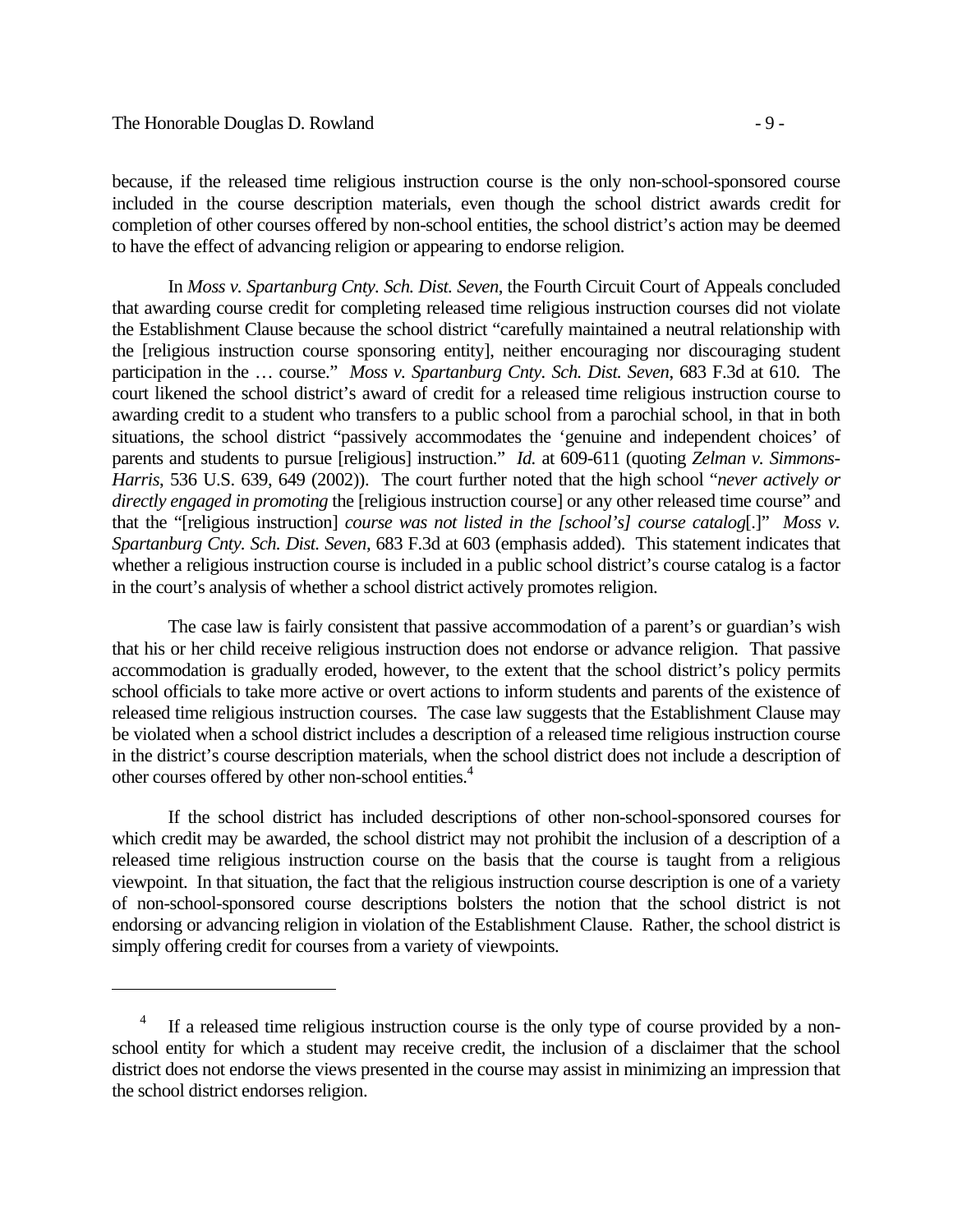because, if the released time religious instruction course is the only non-school-sponsored course included in the course description materials, even though the school district awards credit for completion of other courses offered by non-school entities, the school district's action may be deemed to have the effect of advancing religion or appearing to endorse religion.

In *Moss v. Spartanburg Cnty. Sch. Dist. Seven*, the Fourth Circuit Court of Appeals concluded that awarding course credit for completing released time religious instruction courses did not violate the Establishment Clause because the school district "carefully maintained a neutral relationship with the [religious instruction course sponsoring entity], neither encouraging nor discouraging student participation in the … course." *Moss v. Spartanburg Cnty. Sch. Dist. Seven*, 683 F.3d at 610. The court likened the school district's award of credit for a released time religious instruction course to awarding credit to a student who transfers to a public school from a parochial school, in that in both situations, the school district "passively accommodates the 'genuine and independent choices' of parents and students to pursue [religious] instruction." *Id.* at 609-611 (quoting *Zelman v. Simmons-Harris*, 536 U.S. 639, 649 (2002)). The court further noted that the high school "*never actively or directly engaged in promoting* the [religious instruction course] or any other released time course" and that the "[religious instruction] *course was not listed in the [school's] course catalog*[.]" *Moss v. Spartanburg Cnty. Sch. Dist. Seven*, 683 F.3d at 603 (emphasis added). This statement indicates that whether a religious instruction course is included in a public school district's course catalog is a factor in the court's analysis of whether a school district actively promotes religion.

The case law is fairly consistent that passive accommodation of a parent's or guardian's wish that his or her child receive religious instruction does not endorse or advance religion. That passive accommodation is gradually eroded, however, to the extent that the school district's policy permits school officials to take more active or overt actions to inform students and parents of the existence of released time religious instruction courses. The case law suggests that the Establishment Clause may be violated when a school district includes a description of a released time religious instruction course in the district's course description materials, when the school district does not include a description of other courses offered by other non-school entities.[4]

If the school district has included descriptions of other non-school-sponsored courses for which credit may be awarded, the school district may not prohibit the inclusion of a description of a released time religious instruction course on the basis that the course is taught from a religious viewpoint. In that situation, the fact that the religious instruction course description is one of a variety of non-school-sponsored course descriptions bolsters the notion that the school district is not endorsing or advancing religion in violation of the Establishment Clause. Rather, the school district is simply offering credit for courses from a variety of viewpoints.

---

[4] If a released time religious instruction course is the only type of course provided by a non-school entity for which a student may receive credit, the inclusion of a disclaimer that the school district does not endorse the views presented in the course may assist in minimizing an impression that the school district endorses religion.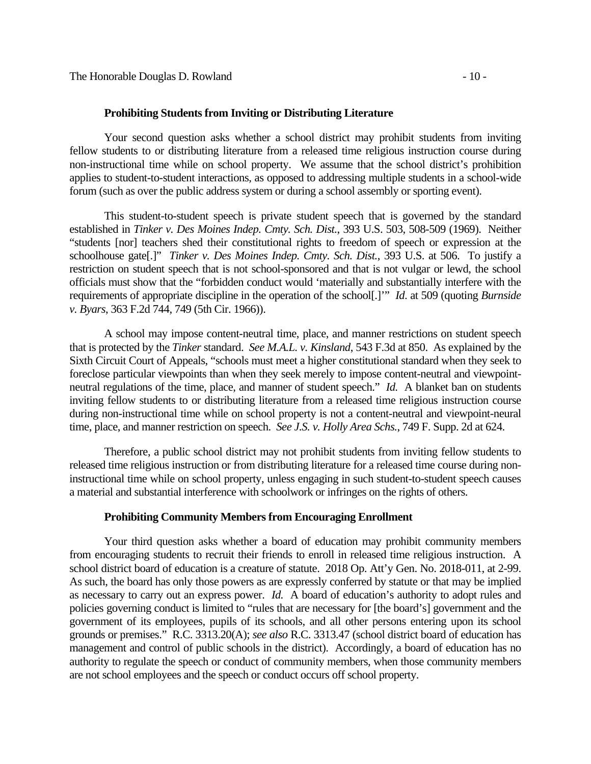**Prohibiting Students from Inviting or Distributing Literature**

Your second question asks whether a school district may prohibit students from inviting fellow students to or distributing literature from a released time religious instruction course during non-instructional time while on school property. We assume that the school district's prohibition applies to student-to-student interactions, as opposed to addressing multiple students in a school-wide forum (such as over the public address system or during a school assembly or sporting event).

This student-to-student speech is private student speech that is governed by the standard established in *Tinker v. Des Moines Indep. Cmty. Sch. Dist.*, 393 U.S. 503, 508-509 (1969). Neither "students [nor] teachers shed their constitutional rights to freedom of speech or expression at the schoolhouse gate[.]" *Tinker v. Des Moines Indep. Cmty. Sch. Dist.*, 393 U.S. at 506. To justify a restriction on student speech that is not school-sponsored and that is not vulgar or lewd, the school officials must show that the "forbidden conduct would 'materially and substantially interfere with the requirements of appropriate discipline in the operation of the school[.]'" *Id*. at 509 (quoting *Burnside v. Byars*, 363 F.2d 744, 749 (5th Cir. 1966)).

A school may impose content-neutral time, place, and manner restrictions on student speech that is protected by the *Tinker* standard. *See M.A.L. v. Kinsland*, 543 F.3d at 850. As explained by the Sixth Circuit Court of Appeals, "schools must meet a higher constitutional standard when they seek to foreclose particular viewpoints than when they seek merely to impose content-neutral and viewpoint-neutral regulations of the time, place, and manner of student speech." *Id.* A blanket ban on students inviting fellow students to or distributing literature from a released time religious instruction course during non-instructional time while on school property is not a content-neutral and viewpoint-neural time, place, and manner restriction on speech. *See J.S. v. Holly Area Schs.*, 749 F. Supp. 2d at 624.

Therefore, a public school district may not prohibit students from inviting fellow students to released time religious instruction or from distributing literature for a released time course during non-instructional time while on school property, unless engaging in such student-to-student speech causes a material and substantial interference with schoolwork or infringes on the rights of others.

**Prohibiting Community Members from Encouraging Enrollment**

Your third question asks whether a board of education may prohibit community members from encouraging students to recruit their friends to enroll in released time religious instruction. A school district board of education is a creature of statute. 2018 Op. Att'y Gen. No. 2018-011, at 2-99. As such, the board has only those powers as are expressly conferred by statute or that may be implied as necessary to carry out an express power. *Id.* A board of education's authority to adopt rules and policies governing conduct is limited to "rules that are necessary for [the board's] government and the government of its employees, pupils of its schools, and all other persons entering upon its school grounds or premises." R.C. 3313.20(A); *see also* R.C. 3313.47 (school district board of education has management and control of public schools in the district). Accordingly, a board of education has no authority to regulate the speech or conduct of community members, when those community members are not school employees and the speech or conduct occurs off school property.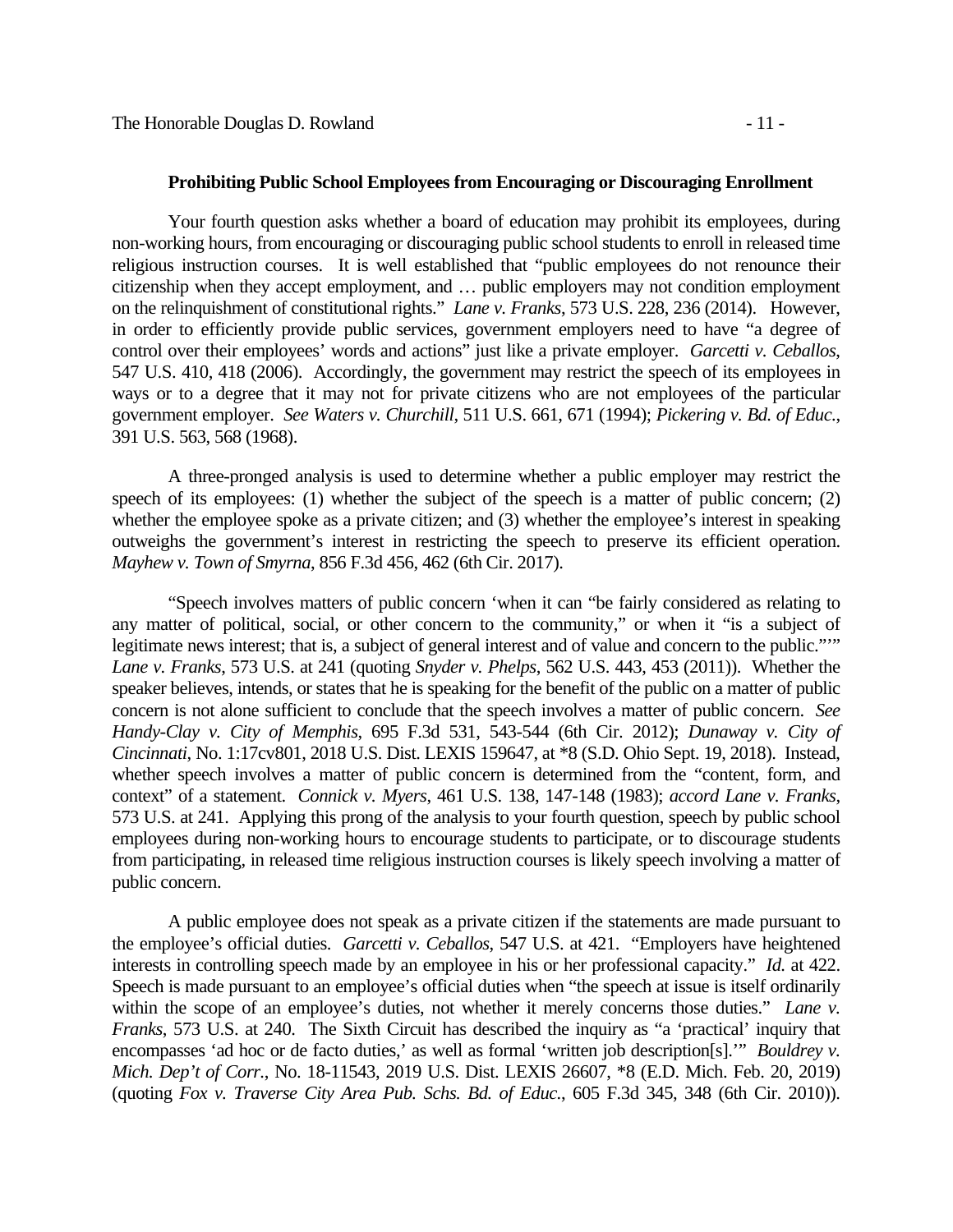**Prohibiting Public School Employees from Encouraging or Discouraging Enrollment**

Your fourth question asks whether a board of education may prohibit its employees, during non-working hours, from encouraging or discouraging public school students to enroll in released time religious instruction courses. It is well established that "public employees do not renounce their citizenship when they accept employment, and … public employers may not condition employment on the relinquishment of constitutional rights." *Lane v. Franks*, 573 U.S. 228, 236 (2014). However, in order to efficiently provide public services, government employers need to have "a degree of control over their employees' words and actions" just like a private employer. *Garcetti v. Ceballos*, 547 U.S. 410, 418 (2006). Accordingly, the government may restrict the speech of its employees in ways or to a degree that it may not for private citizens who are not employees of the particular government employer. *See Waters v. Churchill*, 511 U.S. 661, 671 (1994); *Pickering v. Bd. of Educ.*, 391 U.S. 563, 568 (1968).

A three-pronged analysis is used to determine whether a public employer may restrict the speech of its employees: (1) whether the subject of the speech is a matter of public concern; (2) whether the employee spoke as a private citizen; and (3) whether the employee's interest in speaking outweighs the government's interest in restricting the speech to preserve its efficient operation. *Mayhew v. Town of Smyrna*, 856 F.3d 456, 462 (6th Cir. 2017).

"Speech involves matters of public concern 'when it can "be fairly considered as relating to any matter of political, social, or other concern to the community," or when it "is a subject of legitimate news interest; that is, a subject of general interest and of value and concern to the public."'" *Lane v. Franks*, 573 U.S. at 241 (quoting *Snyder v. Phelps*, 562 U.S. 443, 453 (2011)). Whether the speaker believes, intends, or states that he is speaking for the benefit of the public on a matter of public concern is not alone sufficient to conclude that the speech involves a matter of public concern. *See Handy-Clay v. City of Memphis*, 695 F.3d 531, 543-544 (6th Cir. 2012); *Dunaway v. City of Cincinnati*, No. 1:17cv801, 2018 U.S. Dist. LEXIS 159647, at *8 (S.D. Ohio Sept. 19, 2018). Instead, whether speech involves a matter of public concern is determined from the "content, form, and context" of a statement. *Connick v. Myers*, 461 U.S. 138, 147-148 (1983); *accord Lane v. Franks*, 573 U.S. at 241. Applying this prong of the analysis to your fourth question, speech by public school employees during non-working hours to encourage students to participate, or to discourage students from participating, in released time religious instruction courses is likely speech involving a matter of public concern.

A public employee does not speak as a private citizen if the statements are made pursuant to the employee's official duties. *Garcetti v. Ceballos*, 547 U.S. at 421. "Employers have heightened interests in controlling speech made by an employee in his or her professional capacity." *Id.* at 422. Speech is made pursuant to an employee's official duties when "the speech at issue is itself ordinarily within the scope of an employee's duties, not whether it merely concerns those duties." *Lane v. Franks*, 573 U.S. at 240. The Sixth Circuit has described the inquiry as "a 'practical' inquiry that encompasses 'ad hoc or de facto duties,' as well as formal 'written job description[s].'" *Bouldrey v. Mich. Dep't of Corr.*, No. 18-11543, 2019 U.S. Dist. LEXIS 26607, *8 (E.D. Mich. Feb. 20, 2019) (quoting *Fox v. Traverse City Area Pub. Schs. Bd. of Educ.*, 605 F.3d 345, 348 (6th Cir. 2010)).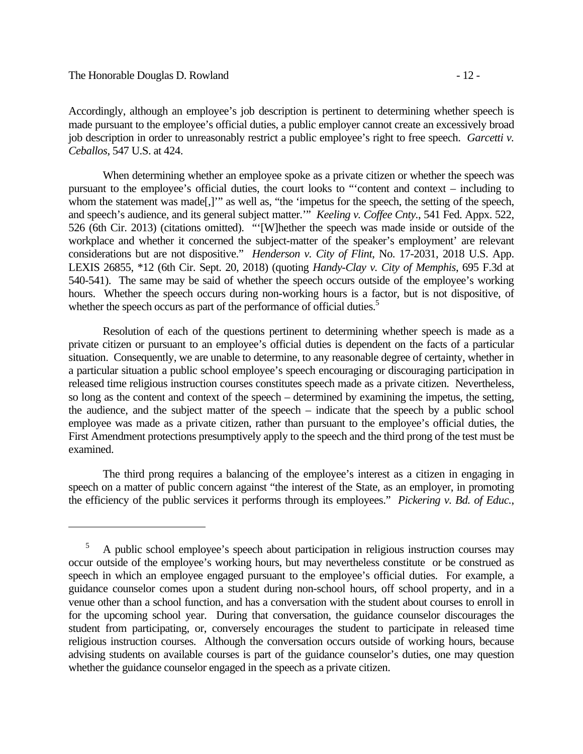Accordingly, although an employee's job description is pertinent to determining whether speech is made pursuant to the employee's official duties, a public employer cannot create an excessively broad job description in order to unreasonably restrict a public employee's right to free speech. *Garcetti v. Ceballos*, 547 U.S. at 424.

When determining whether an employee spoke as a private citizen or whether the speech was pursuant to the employee's official duties, the court looks to "'content and context – including to whom the statement was made[,]'" as well as, "the 'impetus for the speech, the setting of the speech, and speech's audience, and its general subject matter.'" *Keeling v. Coffee Cnty.*, 541 Fed. Appx. 522, 526 (6th Cir. 2013) (citations omitted). "'[W]hether the speech was made inside or outside of the workplace and whether it concerned the subject-matter of the speaker's employment' are relevant considerations but are not dispositive." *Henderson v. City of Flint*, No. 17-2031, 2018 U.S. App. LEXIS 26855, *12 (6th Cir. Sept. 20, 2018) (quoting *Handy-Clay v. City of Memphis*, 695 F.3d at 540-541). The same may be said of whether the speech occurs outside of the employee's working hours. Whether the speech occurs during non-working hours is a factor, but is not dispositive, of whether the speech occurs as part of the performance of official duties.[5]

Resolution of each of the questions pertinent to determining whether speech is made as a private citizen or pursuant to an employee's official duties is dependent on the facts of a particular situation. Consequently, we are unable to determine, to any reasonable degree of certainty, whether in a particular situation a public school employee's speech encouraging or discouraging participation in released time religious instruction courses constitutes speech made as a private citizen. Nevertheless, so long as the content and context of the speech – determined by examining the impetus, the setting, the audience, and the subject matter of the speech – indicate that the speech by a public school employee was made as a private citizen, rather than pursuant to the employee's official duties, the First Amendment protections presumptively apply to the speech and the third prong of the test must be examined.

The third prong requires a balancing of the employee's interest as a citizen in engaging in speech on a matter of public concern against "the interest of the State, as an employer, in promoting the efficiency of the public services it performs through its employees." *Pickering v. Bd. of Educ.*,

---

[5] A public school employee's speech about participation in religious instruction courses may occur outside of the employee's working hours, but may nevertheless constitute or be construed as speech in which an employee engaged pursuant to the employee's official duties. For example, a guidance counselor comes upon a student during non-school hours, off school property, and in a venue other than a school function, and has a conversation with the student about courses to enroll in for the upcoming school year. During that conversation, the guidance counselor discourages the student from participating, or, conversely encourages the student to participate in released time religious instruction courses. Although the conversation occurs outside of working hours, because advising students on available courses is part of the guidance counselor's duties, one may question whether the guidance counselor engaged in the speech as a private citizen.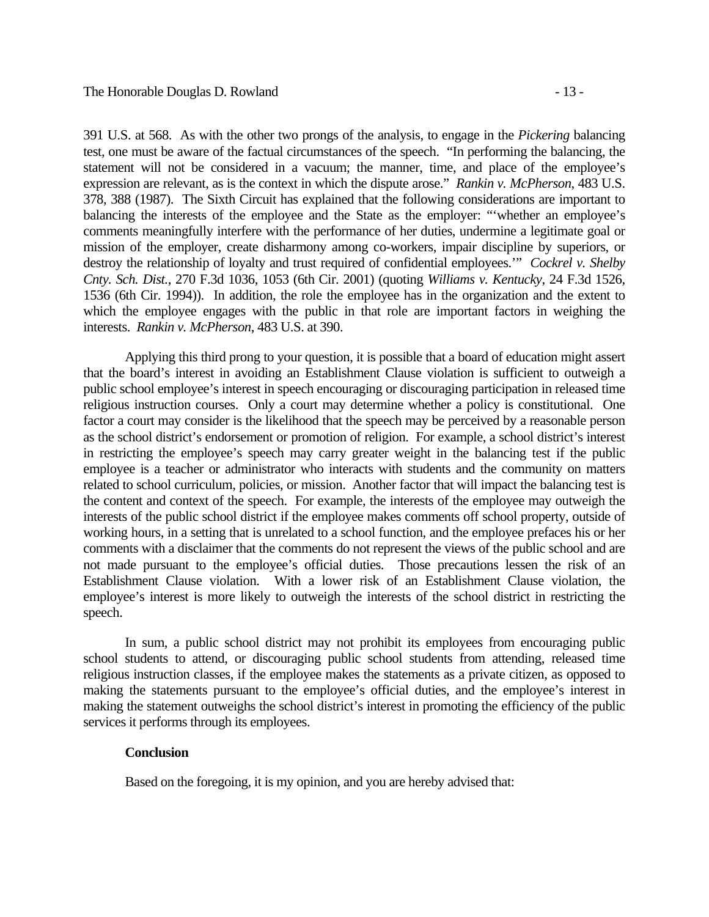391 U.S. at 568. As with the other two prongs of the analysis, to engage in the *Pickering* balancing test, one must be aware of the factual circumstances of the speech. "In performing the balancing, the statement will not be considered in a vacuum; the manner, time, and place of the employee's expression are relevant, as is the context in which the dispute arose." *Rankin v. McPherson*, 483 U.S. 378, 388 (1987). The Sixth Circuit has explained that the following considerations are important to balancing the interests of the employee and the State as the employer: "'whether an employee's comments meaningfully interfere with the performance of her duties, undermine a legitimate goal or mission of the employer, create disharmony among co-workers, impair discipline by superiors, or destroy the relationship of loyalty and trust required of confidential employees.'" *Cockrel v. Shelby Cnty. Sch. Dist.*, 270 F.3d 1036, 1053 (6th Cir. 2001) (quoting *Williams v. Kentucky*, 24 F.3d 1526, 1536 (6th Cir. 1994)). In addition, the role the employee has in the organization and the extent to which the employee engages with the public in that role are important factors in weighing the interests. *Rankin v. McPherson*, 483 U.S. at 390.

Applying this third prong to your question, it is possible that a board of education might assert that the board's interest in avoiding an Establishment Clause violation is sufficient to outweigh a public school employee's interest in speech encouraging or discouraging participation in released time religious instruction courses. Only a court may determine whether a policy is constitutional. One factor a court may consider is the likelihood that the speech may be perceived by a reasonable person as the school district's endorsement or promotion of religion. For example, a school district's interest in restricting the employee's speech may carry greater weight in the balancing test if the public employee is a teacher or administrator who interacts with students and the community on matters related to school curriculum, policies, or mission. Another factor that will impact the balancing test is the content and context of the speech. For example, the interests of the employee may outweigh the interests of the public school district if the employee makes comments off school property, outside of working hours, in a setting that is unrelated to a school function, and the employee prefaces his or her comments with a disclaimer that the comments do not represent the views of the public school and are not made pursuant to the employee's official duties. Those precautions lessen the risk of an Establishment Clause violation. With a lower risk of an Establishment Clause violation, the employee's interest is more likely to outweigh the interests of the school district in restricting the speech.

In sum, a public school district may not prohibit its employees from encouraging public school students to attend, or discouraging public school students from attending, released time religious instruction classes, if the employee makes the statements as a private citizen, as opposed to making the statements pursuant to the employee's official duties, and the employee's interest in making the statement outweighs the school district's interest in promoting the efficiency of the public services it performs through its employees.

**Conclusion**

Based on the foregoing, it is my opinion, and you are hereby advised that: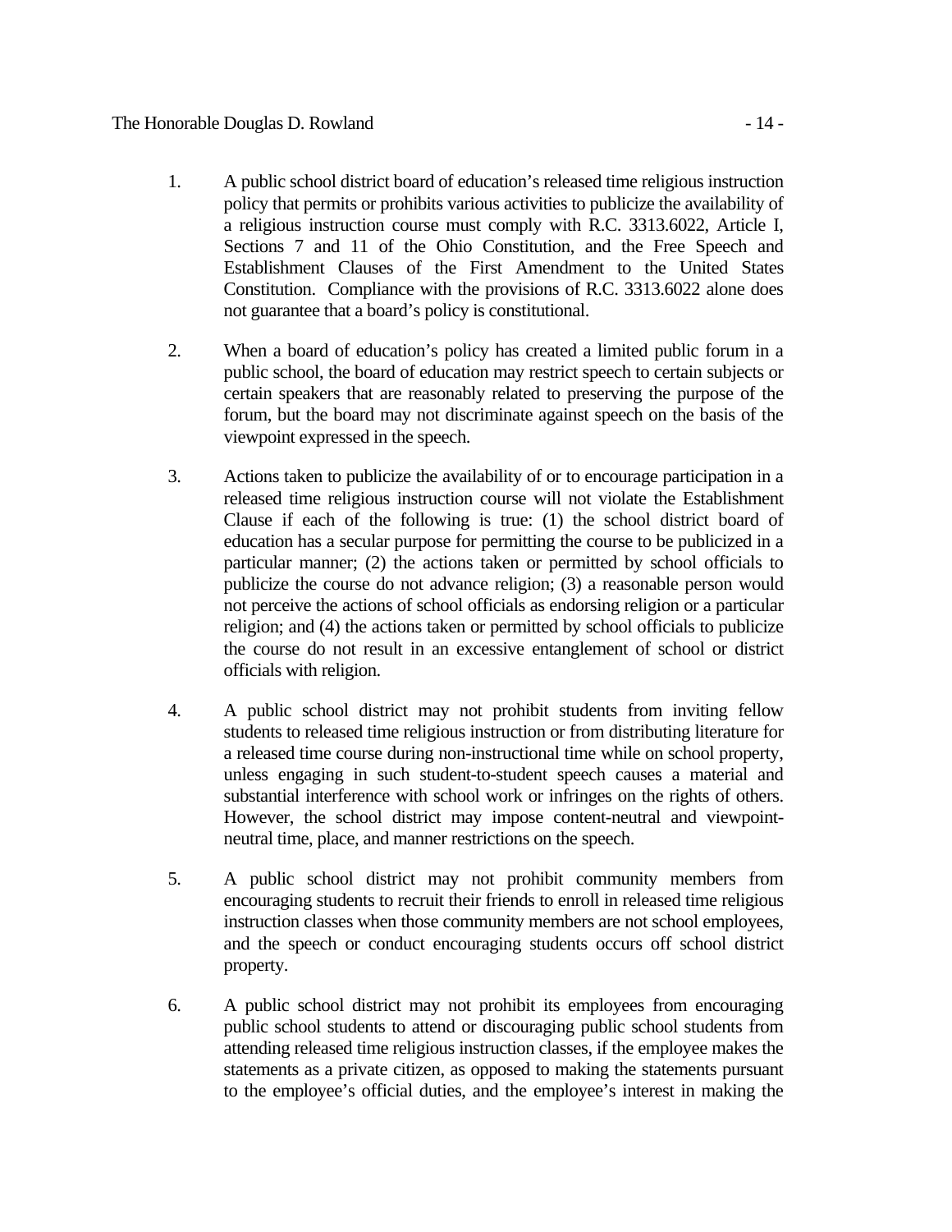1. A public school district board of education's released time religious instruction policy that permits or prohibits various activities to publicize the availability of a religious instruction course must comply with R.C. 3313.6022, Article I, Sections 7 and 11 of the Ohio Constitution, and the Free Speech and Establishment Clauses of the First Amendment to the United States Constitution. Compliance with the provisions of R.C. 3313.6022 alone does not guarantee that a board's policy is constitutional.

2. When a board of education's policy has created a limited public forum in a public school, the board of education may restrict speech to certain subjects or certain speakers that are reasonably related to preserving the purpose of the forum, but the board may not discriminate against speech on the basis of the viewpoint expressed in the speech.

3. Actions taken to publicize the availability of or to encourage participation in a released time religious instruction course will not violate the Establishment Clause if each of the following is true: (1) the school district board of education has a secular purpose for permitting the course to be publicized in a particular manner; (2) the actions taken or permitted by school officials to publicize the course do not advance religion; (3) a reasonable person would not perceive the actions of school officials as endorsing religion or a particular religion; and (4) the actions taken or permitted by school officials to publicize the course do not result in an excessive entanglement of school or district officials with religion.

4. A public school district may not prohibit students from inviting fellow students to released time religious instruction or from distributing literature for a released time course during non-instructional time while on school property, unless engaging in such student-to-student speech causes a material and substantial interference with school work or infringes on the rights of others. However, the school district may impose content-neutral and viewpoint-neutral time, place, and manner restrictions on the speech.

5. A public school district may not prohibit community members from encouraging students to recruit their friends to enroll in released time religious instruction classes when those community members are not school employees, and the speech or conduct encouraging students occurs off school district property.

6. A public school district may not prohibit its employees from encouraging public school students to attend or discouraging public school students from attending released time religious instruction classes, if the employee makes the statements as a private citizen, as opposed to making the statements pursuant to the employee's official duties, and the employee's interest in making the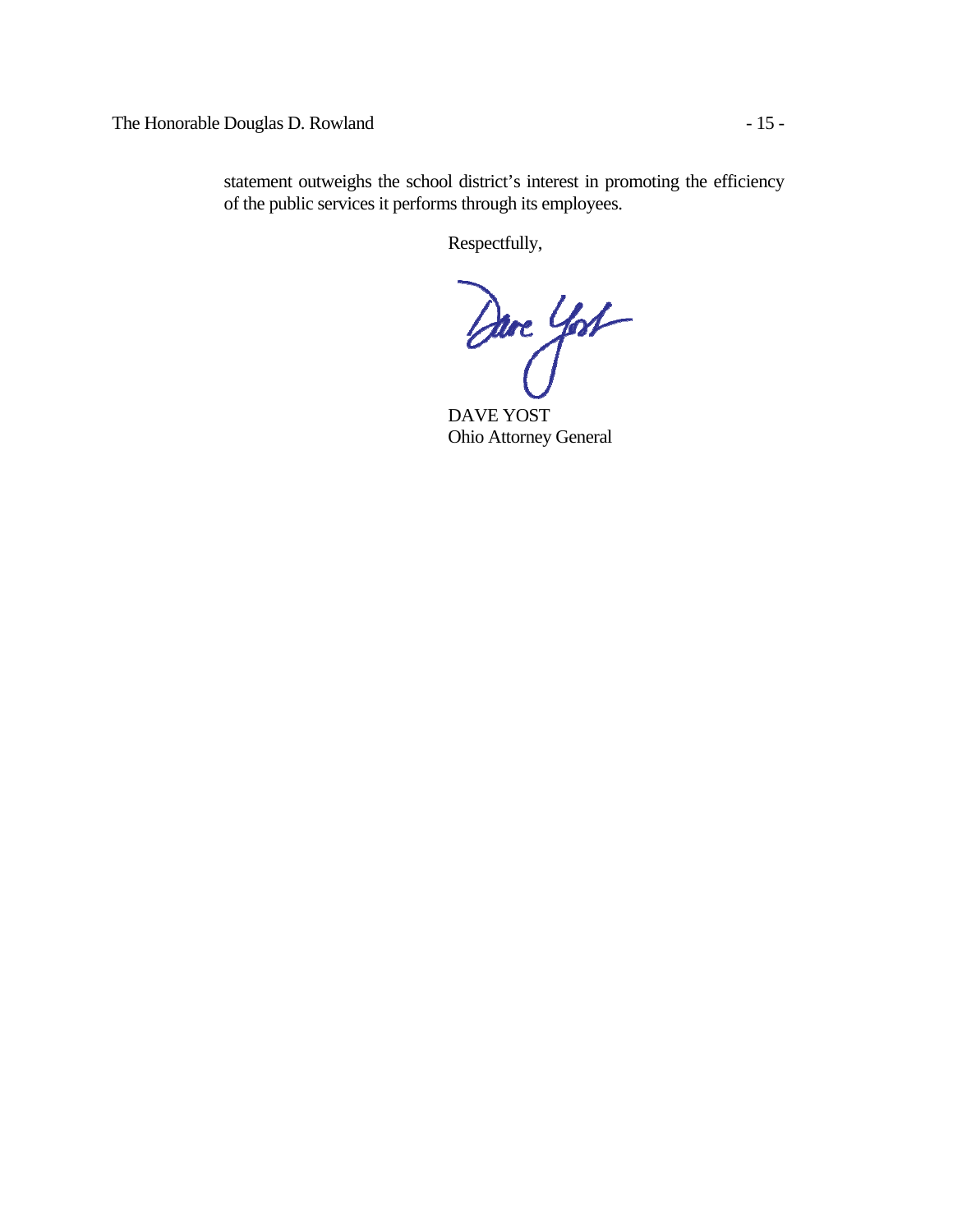statement outweighs the school district's interest in promoting the efficiency of the public services it performs through its employees.

Respectfully,

DAVE YOST
Ohio Attorney General